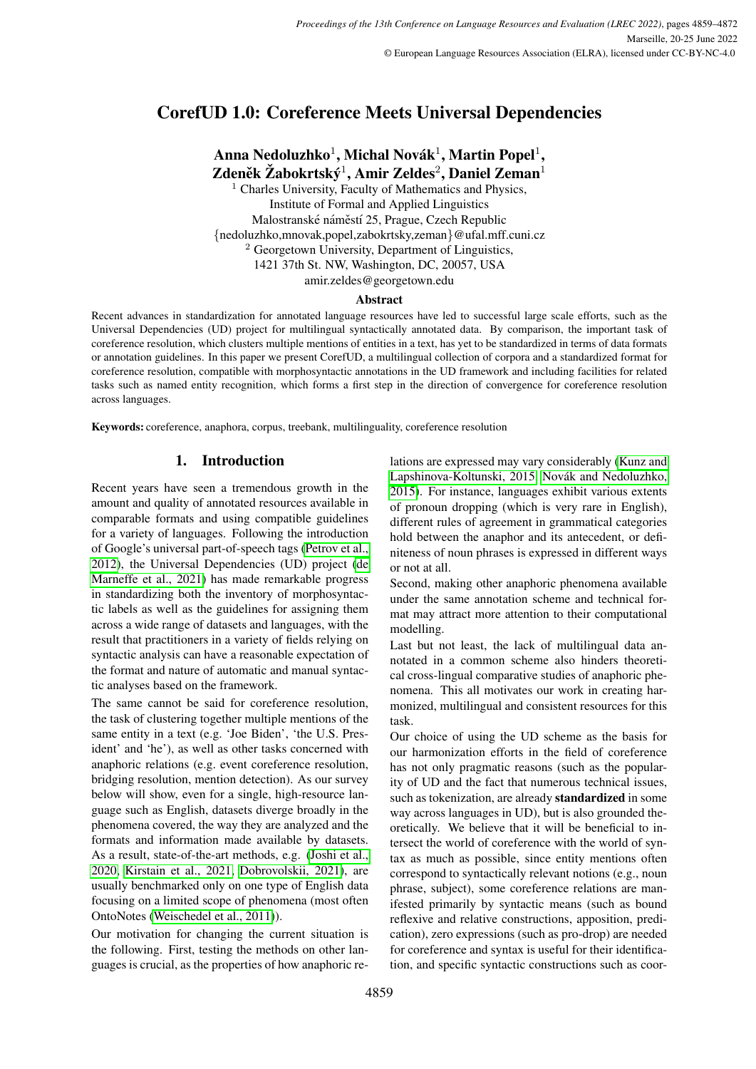# CorefUD 1.0: Coreference Meets Universal Dependencies

**Anna Nedoluzhko[1], Michal Novák[1], Martin Popel[1], Zdeněk Žabokrtský[1], Amir Zeldes[2], Daniel Zeman[1]**

[1] Charles University, Faculty of Mathematics and Physics,
Institute of Formal and Applied Linguistics
Malostranské náměstí 25, Prague, Czech Republic
{nedoluzhko,mnovak,popel,zabokrtsky,zeman}@ufal.mff.cuni.cz
[2] Georgetown University, Department of Linguistics,
1421 37th St. NW, Washington, DC, 20057, USA
amir.zeldes@georgetown.edu

### Abstract

Recent advances in standardization for annotated language resources have led to successful large scale efforts, such as the Universal Dependencies (UD) project for multilingual syntactically annotated data. By comparison, the important task of coreference resolution, which clusters multiple mentions of entities in a text, has yet to be standardized in terms of data formats or annotation guidelines. In this paper we present CorefUD, a multilingual collection of corpora and a standardized format for coreference resolution, compatible with morphosyntactic annotations in the UD framework and including facilities for related tasks such as named entity recognition, which forms a first step in the direction of convergence for coreference resolution across languages.

**Keywords:** coreference, anaphora, corpus, treebank, multilinguality, coreference resolution

## 1. Introduction

Recent years have seen a tremendous growth in the amount and quality of annotated resources available in comparable formats and using compatible guidelines for a variety of languages. Following the introduction of Google's universal part-of-speech tags (Petrov et al., 2012), the Universal Dependencies (UD) project (de Marneffe et al., 2021) has made remarkable progress in standardizing both the inventory of morphosyntactic labels as well as the guidelines for assigning them across a wide range of datasets and languages, with the result that practitioners in a variety of fields relying on syntactic analysis can have a reasonable expectation of the format and nature of automatic and manual syntactic analyses based on the framework.

The same cannot be said for coreference resolution, the task of clustering together multiple mentions of the same entity in a text (e.g. 'Joe Biden', 'the U.S. President' and 'he'), as well as other tasks concerned with anaphoric relations (e.g. event coreference resolution, bridging resolution, mention detection). As our survey below will show, even for a single, high-resource language such as English, datasets diverge broadly in the phenomena covered, the way they are analyzed and the formats and information made available by datasets. As a result, state-of-the-art methods, e.g. (Joshi et al., 2020; Kirstain et al., 2021; Dobrovolskii, 2021), are usually benchmarked only on one type of English data focusing on a limited scope of phenomena (most often OntoNotes (Weischedel et al., 2011)).

Our motivation for changing the current situation is the following. First, testing the methods on other languages is crucial, as the properties of how anaphoric relations are expressed may vary considerably (Kunz and Lapshinova-Koltunski, 2015; Novák and Nedoluzhko, 2015). For instance, languages exhibit various extents of pronoun dropping (which is very rare in English), different rules of agreement in grammatical categories hold between the anaphor and its antecedent, or definiteness of noun phrases is expressed in different ways or not at all.

Second, making other anaphoric phenomena available under the same annotation scheme and technical format may attract more attention to their computational modelling.

Last but not least, the lack of multilingual data annotated in a common scheme also hinders theoretical cross-lingual comparative studies of anaphoric phenomena. This all motivates our work in creating harmonized, multilingual and consistent resources for this task.

Our choice of using the UD scheme as the basis for our harmonization efforts in the field of coreference has not only pragmatic reasons (such as the popularity of UD and the fact that numerous technical issues, such as tokenization, are already **standardized** in some way across languages in UD), but is also grounded theoretically. We believe that it will be beneficial to intersect the world of coreference with the world of syntax as much as possible, since entity mentions often correspond to syntactically relevant notions (e.g., noun phrase, subject), some coreference relations are manifested primarily by syntactic means (such as bound reflexive and relative constructions, apposition, predication), zero expressions (such as pro-drop) are needed for coreference and syntax is useful for their identification, and specific syntactic constructions such as coor-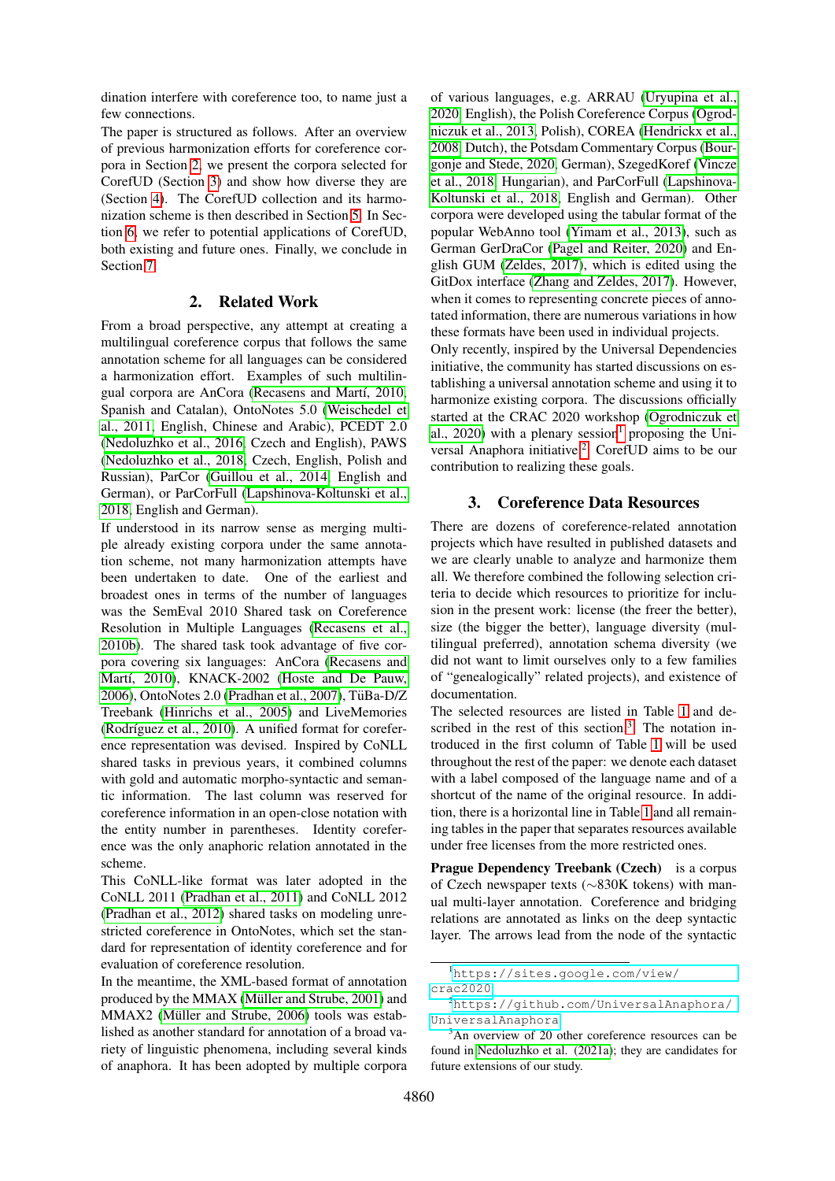dination interfere with coreference too, to name just a few connections.

The paper is structured as follows. After an overview of previous harmonization efforts for coreference corpora in Section 2, we present the corpora selected for CorefUD (Section 3) and show how diverse they are (Section 4). The CorefUD collection and its harmonization scheme is then described in Section 5. In Section 6, we refer to potential applications of CorefUD, both existing and future ones. Finally, we conclude in Section 7.

## 2. Related Work

From a broad perspective, any attempt at creating a multilingual coreference corpus that follows the same annotation scheme for all languages can be considered a harmonization effort. Examples of such multilingual corpora are AnCora (Recasens and Martí, 2010, Spanish and Catalan), OntoNotes 5.0 (Weischedel et al., 2011, English, Chinese and Arabic), PCEDT 2.0 (Nedoluzhko et al., 2016, Czech and English), PAWS (Nedoluzhko et al., 2018, Czech, English, Polish and Russian), ParCor (Guillou et al., 2014, English and German), or ParCorFull (Lapshinova-Koltunski et al., 2018, English and German).

If understood in its narrow sense as merging multiple already existing corpora under the same annotation scheme, not many harmonization attempts have been undertaken to date. One of the earliest and broadest ones in terms of the number of languages was the SemEval 2010 Shared task on Coreference Resolution in Multiple Languages (Recasens et al., 2010b). The shared task took advantage of five corpora covering six languages: AnCora (Recasens and Martí, 2010), KNACK-2002 (Hoste and De Pauw, 2006), OntoNotes 2.0 (Pradhan et al., 2007), TüBa-D/Z Treebank (Hinrichs et al., 2005) and LiveMemories (Rodríguez et al., 2010). A unified format for coreference representation was devised. Inspired by CoNLL shared tasks in previous years, it combined columns with gold and automatic morpho-syntactic and semantic information. The last column was reserved for coreference information in an open-close notation with the entity number in parentheses. Identity coreference was the only anaphoric relation annotated in the scheme.

This CoNLL-like format was later adopted in the CoNLL 2011 (Pradhan et al., 2011) and CoNLL 2012 (Pradhan et al., 2012) shared tasks on modeling unrestricted coreference in OntoNotes, which set the standard for representation of identity coreference and for evaluation of coreference resolution.

In the meantime, the XML-based format of annotation produced by the MMAX (Müller and Strube, 2001) and MMAX2 (Müller and Strube, 2006) tools was established as another standard for annotation of a broad variety of linguistic phenomena, including several kinds of anaphora. It has been adopted by multiple corpora of various languages, e.g. ARRAU (Uryupina et al., 2020, English), the Polish Coreference Corpus (Ogrodniczuk et al., 2013, Polish), COREA (Hendrickx et al., 2008, Dutch), the Potsdam Commentary Corpus (Bourgonje and Stede, 2020, German), SzegedKoref (Vincze et al., 2018, Hungarian), and ParCorFull (Lapshinova-Koltunski et al., 2018, English and German). Other corpora were developed using the tabular format of the popular WebAnno tool (Yimam et al., 2013), such as German GerDraCor (Pagel and Reiter, 2020) and English GUM (Zeldes, 2017), which is edited using the GitDox interface (Zhang and Zeldes, 2017). However, when it comes to representing concrete pieces of annotated information, there are numerous variations in how these formats have been used in individual projects.

Only recently, inspired by the Universal Dependencies initiative, the community has started discussions on establishing a universal annotation scheme and using it to harmonize existing corpora. The discussions officially started at the CRAC 2020 workshop (Ogrodniczuk et al., 2020) with a plenary session[1] proposing the Universal Anaphora initiative.[2] CorefUD aims to be our contribution to realizing these goals.

## 3. Coreference Data Resources

There are dozens of coreference-related annotation projects which have resulted in published datasets and we are clearly unable to analyze and harmonize them all. We therefore combined the following selection criteria to decide which resources to prioritize for inclusion in the present work: license (the freer the better), size (the bigger the better), language diversity (multilingual preferred), annotation schema diversity (we did not want to limit ourselves only to a few families of "genealogically" related projects), and existence of documentation.

The selected resources are listed in Table 1 and described in the rest of this section.[3] The notation introduced in the first column of Table 1 will be used throughout the rest of the paper: we denote each dataset with a label composed of the language name and of a shortcut of the name of the original resource. In addition, there is a horizontal line in Table 1 and all remaining tables in the paper that separates resources available under free licenses from the more restricted ones.

**Prague Dependency Treebank (Czech)** is a corpus of Czech newspaper texts (~830K tokens) with manual multi-layer annotation. Coreference and bridging relations are annotated as links on the deep syntactic layer. The arrows lead from the node of the syntactic

---

[1] https://sites.google.com/view/crac2020

[2] https://github.com/UniversalAnaphora/UniversalAnaphora

[3] An overview of 20 other coreference resources can be found in Nedoluzhko et al. (2021a); they are candidates for future extensions of our study.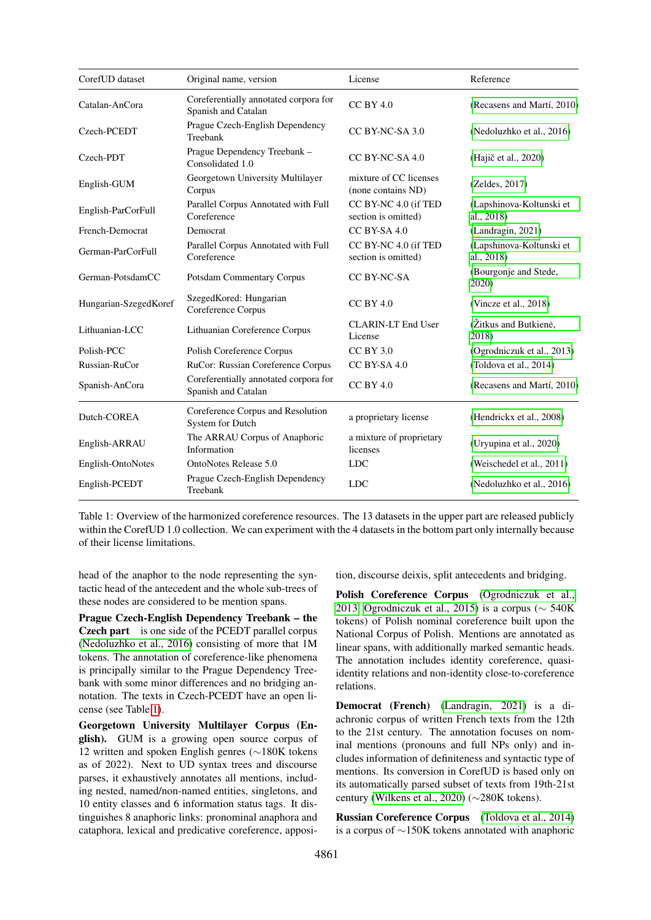| CorefUD dataset | Original name, version | License | Reference |
|---|---|---|---|
| Catalan-AnCora | Coreferentially annotated corpora for Spanish and Catalan | CC BY 4.0 | (Recasens and Martí, 2010) |
| Czech-PCEDT | Prague Czech-English Dependency Treebank | CC BY-NC-SA 3.0 | (Nedoluzhko et al., 2016) |
| Czech-PDT | Prague Dependency Treebank – Consolidated 1.0 | CC BY-NC-SA 4.0 | (Hajič et al., 2020) |
| English-GUM | Georgetown University Multilayer Corpus | mixture of CC licenses (none contains ND) | (Zeldes, 2017) |
| English-ParCorFull | Parallel Corpus Annotated with Full Coreference | CC BY-NC 4.0 (if TED section is omitted) | (Lapshinova-Koltunski et al., 2018) |
| French-Democrat | Democrat | CC BY-SA 4.0 | (Landragin, 2021) |
| German-ParCorFull | Parallel Corpus Annotated with Full Coreference | CC BY-NC 4.0 (if TED section is omitted) | (Lapshinova-Koltunski et al., 2018) |
| German-PotsdamCC | Potsdam Commentary Corpus | CC BY-NC-SA | (Bourgonje and Stede, 2020) |
| Hungarian-SzegedKoref | SzegedKored: Hungarian Coreference Corpus | CC BY 4.0 | (Vincze et al., 2018) |
| Lithuanian-LCC | Lithuanian Coreference Corpus | CLARIN-LT End User License | (Žitkus and Butkienė, 2018) |
| Polish-PCC | Polish Coreference Corpus | CC BY 3.0 | (Ogrodniczuk et al., 2013) |
| Russian-RuCor | RuCor: Russian Coreference Corpus | CC BY-SA 4.0 | (Toldova et al., 2014) |
| Spanish-AnCora | Coreferentially annotated corpora for Spanish and Catalan | CC BY 4.0 | (Recasens and Martí, 2010) |
| Dutch-COREA | Coreference Corpus and Resolution System for Dutch | a proprietary license | (Hendrickx et al., 2008) |
| English-ARRAU | The ARRAU Corpus of Anaphoric Information | a mixture of proprietary licenses | (Uryupina et al., 2020) |
| English-OntoNotes | OntoNotes Release 5.0 | LDC | (Weischedel et al., 2011) |
| English-PCEDT | Prague Czech-English Dependency Treebank | LDC | (Nedoluzhko et al., 2016) |

Table 1: Overview of the harmonized coreference resources. The 13 datasets in the upper part are released publicly within the CorefUD 1.0 collection. We can experiment with the 4 datasets in the bottom part only internally because of their license limitations.

head of the anaphor to the node representing the syntactic head of the antecedent and the whole sub-trees of these nodes are considered to be mention spans.

**Prague Czech-English Dependency Treebank – the Czech part** is one side of the PCEDT parallel corpus (Nedoluzhko et al., 2016) consisting of more that 1M tokens. The annotation of coreference-like phenomena is principally similar to the Prague Dependency Treebank with some minor differences and no bridging annotation. The texts in Czech-PCEDT have an open license (see Table 1).

**Georgetown University Multilayer Corpus (English).** GUM is a growing open source corpus of 12 written and spoken English genres (∼180K tokens as of 2022). Next to UD syntax trees and discourse parses, it exhaustively annotates all mentions, including nested, named/non-named entities, singletons, and 10 entity classes and 6 information status tags. It distinguishes 8 anaphoric links: pronominal anaphora and cataphora, lexical and predicative coreference, apposition, discourse deixis, split antecedents and bridging.

**Polish Coreference Corpus** (Ogrodniczuk et al., 2013; Ogrodniczuk et al., 2015) is a corpus (∼ 540K tokens) of Polish nominal coreference built upon the National Corpus of Polish. Mentions are annotated as linear spans, with additionally marked semantic heads. The annotation includes identity coreference, quasi-identity relations and non-identity close-to-coreference relations.

**Democrat (French)** (Landragin, 2021) is a diachronic corpus of written French texts from the 12th to the 21st century. The annotation focuses on nominal mentions (pronouns and full NPs only) and includes information of definiteness and syntactic type of mentions. Its conversion in CorefUD is based only on its automatically parsed subset of texts from 19th-21st century (Wilkens et al., 2020) (∼280K tokens).

**Russian Coreference Corpus** (Toldova et al., 2014) is a corpus of ∼150K tokens annotated with anaphoric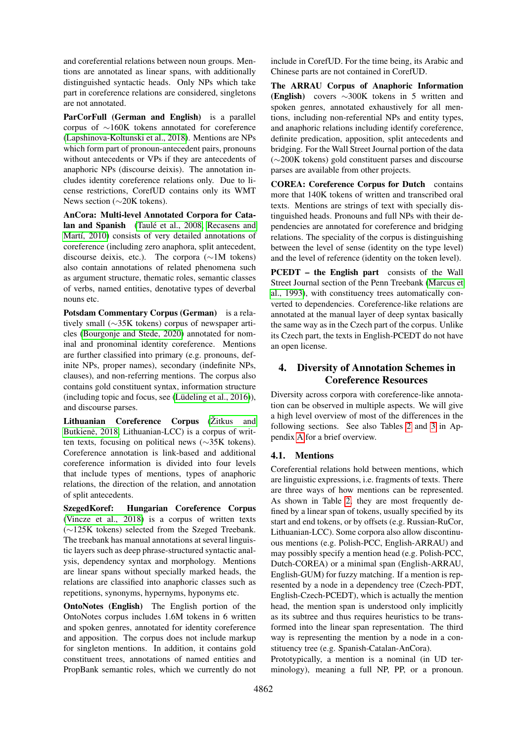and coreferential relations between noun groups. Mentions are annotated as linear spans, with additionally distinguished syntactic heads. Only NPs which take part in coreference relations are considered, singletons are not annotated.

**ParCorFull (German and English)** is a parallel corpus of ∼160K tokens annotated for coreference (Lapshinova-Koltunski et al., 2018). Mentions are NPs which form part of pronoun-antecedent pairs, pronouns without antecedents or VPs if they are antecedents of anaphoric NPs (discourse deixis). The annotation includes identity coreference relations only. Due to license restrictions, CorefUD contains only its WMT News section (∼20K tokens).

**AnCora: Multi-level Annotated Corpora for Catalan and Spanish** (Taulé et al., 2008; Recasens and Martí, 2010) consists of very detailed annotations of coreference (including zero anaphora, split antecedent, discourse deixis, etc.). The corpora (∼1M tokens) also contain annotations of related phenomena such as argument structure, thematic roles, semantic classes of verbs, named entities, denotative types of deverbal nouns etc.

**Potsdam Commentary Corpus (German)** is a relatively small (∼35K tokens) corpus of newspaper articles (Bourgonje and Stede, 2020) annotated for nominal and pronominal identity coreference. Mentions are further classified into primary (e.g. pronouns, definite NPs, proper names), secondary (indefinite NPs, clauses), and non-referring mentions. The corpus also contains gold constituent syntax, information structure (including topic and focus, see (Lüdeling et al., 2016)), and discourse parses.

**Lithuanian Coreference Corpus** (Žitkus and Butkienė, 2018, Lithuanian-LCC) is a corpus of written texts, focusing on political news (∼35K tokens). Coreference annotation is link-based and additional coreference information is divided into four levels that include types of mentions, types of anaphoric relations, the direction of the relation, and annotation of split antecedents.

**SzegedKoref: Hungarian Coreference Corpus** (Vincze et al., 2018) is a corpus of written texts (∼125K tokens) selected from the Szeged Treebank. The treebank has manual annotations at several linguistic layers such as deep phrase-structured syntactic analysis, dependency syntax and morphology. Mentions are linear spans without specially marked heads, the relations are classified into anaphoric classes such as repetitions, synonyms, hypernyms, hyponyms etc.

**OntoNotes (English)** The English portion of the OntoNotes corpus includes 1.6M tokens in 6 written and spoken genres, annotated for identity coreference and apposition. The corpus does not include markup for singleton mentions. In addition, it contains gold constituent trees, annotations of named entities and PropBank semantic roles, which we currently do not include in CorefUD. For the time being, its Arabic and Chinese parts are not contained in CorefUD.

**The ARRAU Corpus of Anaphoric Information (English)** covers ∼300K tokens in 5 written and spoken genres, annotated exhaustively for all mentions, including non-referential NPs and entity types, and anaphoric relations including identify coreference, definite predication, apposition, split antecedents and bridging. For the Wall Street Journal portion of the data (∼200K tokens) gold constituent parses and discourse parses are available from other projects.

**COREA: Coreference Corpus for Dutch** contains more that 140K tokens of written and transcribed oral texts. Mentions are strings of text with specially distinguished heads. Pronouns and full NPs with their dependencies are annotated for coreference and bridging relations. The speciality of the corpus is distinguishing between the level of sense (identity on the type level) and the level of reference (identity on the token level).

**PCEDT – the English part** consists of the Wall Street Journal section of the Penn Treebank (Marcus et al., 1993), with constituency trees automatically converted to dependencies. Coreference-like relations are annotated at the manual layer of deep syntax basically the same way as in the Czech part of the corpus. Unlike its Czech part, the texts in English-PCEDT do not have an open license.

## 4. Diversity of Annotation Schemes in Coreference Resources

Diversity across corpora with coreference-like annotation can be observed in multiple aspects. We will give a high level overview of most of the differences in the following sections. See also Tables 2 and 3 in Appendix A for a brief overview.

### 4.1. Mentions

Coreferential relations hold between mentions, which are linguistic expressions, i.e. fragments of texts. There are three ways of how mentions can be represented. As shown in Table 2, they are most frequently defined by a linear span of tokens, usually specified by its start and end tokens, or by offsets (e.g. Russian-RuCor, Lithuanian-LCC). Some corpora also allow discontinuous mentions (e.g. Polish-PCC, English-ARRAU) and may possibly specify a mention head (e.g. Polish-PCC, Dutch-COREA) or a minimal span (English-ARRAU, English-GUM) for fuzzy matching. If a mention is represented by a node in a dependency tree (Czech-PDT, English-Czech-PCEDT), which is actually the mention head, the mention span is understood only implicitly as its subtree and thus requires heuristics to be transformed into the linear span representation. The third way is representing the mention by a node in a constituency tree (e.g. Spanish-Catalan-AnCora).

Prototypically, a mention is a nominal (in UD terminology), meaning a full NP, PP, or a pronoun.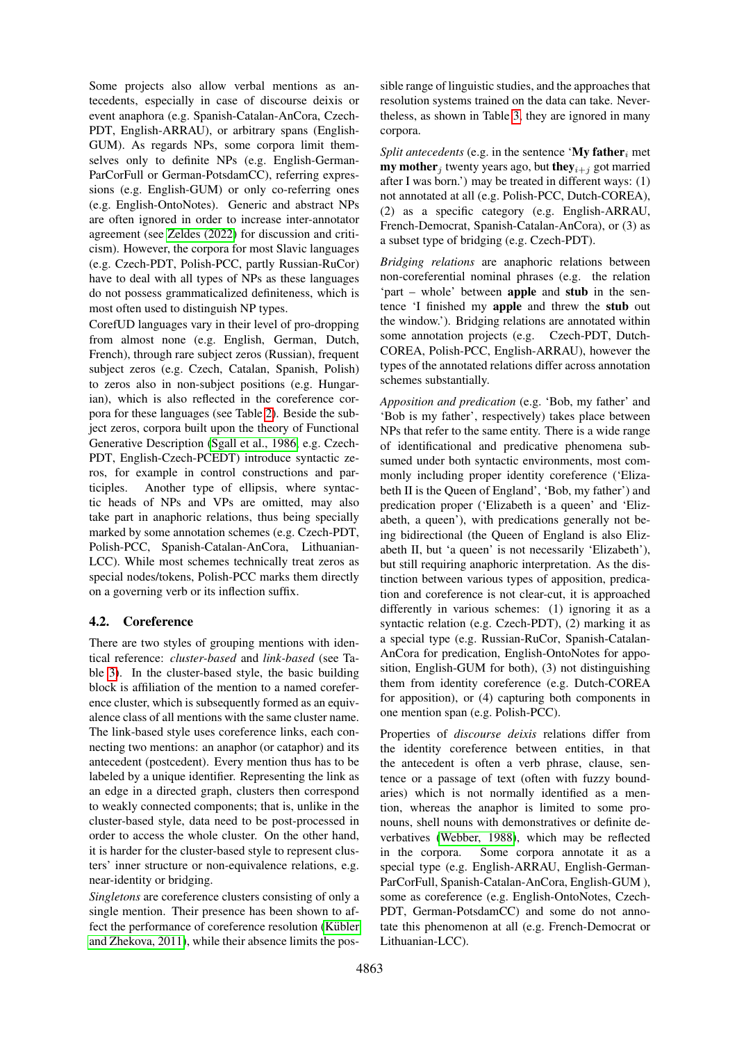Some projects also allow verbal mentions as antecedents, especially in case of discourse deixis or event anaphora (e.g. Spanish-Catalan-AnCora, Czech-PDT, English-ARRAU), or arbitrary spans (English-GUM). As regards NPs, some corpora limit themselves only to definite NPs (e.g. English-German-ParCorFull or German-PotsdamCC), referring expressions (e.g. English-GUM) or only co-referring ones (e.g. English-OntoNotes). Generic and abstract NPs are often ignored in order to increase inter-annotator agreement (see Zeldes (2022) for discussion and criticism). However, the corpora for most Slavic languages (e.g. Czech-PDT, Polish-PCC, partly Russian-RuCor) have to deal with all types of NPs as these languages do not possess grammaticalized definiteness, which is most often used to distinguish NP types.

CorefUD languages vary in their level of pro-dropping from almost none (e.g. English, German, Dutch, French), through rare subject zeros (Russian), frequent subject zeros (e.g. Czech, Catalan, Spanish, Polish) to zeros also in non-subject positions (e.g. Hungarian), which is also reflected in the coreference corpora for these languages (see Table 2). Beside the subject zeros, corpora built upon the theory of Functional Generative Description (Sgall et al., 1986, e.g. Czech-PDT, English-Czech-PCEDT) introduce syntactic zeros, for example in control constructions and participles. Another type of ellipsis, where syntactic heads of NPs and VPs are omitted, may also take part in anaphoric relations, thus being specially marked by some annotation schemes (e.g. Czech-PDT, Polish-PCC, Spanish-Catalan-AnCora, Lithuanian-LCC). While most schemes technically treat zeros as special nodes/tokens, Polish-PCC marks them directly on a governing verb or its inflection suffix.

## 4.2. Coreference

There are two styles of grouping mentions with identical reference: *cluster-based* and *link-based* (see Table 3). In the cluster-based style, the basic building block is affiliation of the mention to a named coreference cluster, which is subsequently formed as an equivalence class of all mentions with the same cluster name. The link-based style uses coreference links, each connecting two mentions: an anaphor (or cataphor) and its antecedent (postcedent). Every mention thus has to be labeled by a unique identifier. Representing the link as an edge in a directed graph, clusters then correspond to weakly connected components; that is, unlike in the cluster-based style, data need to be post-processed in order to access the whole cluster. On the other hand, it is harder for the cluster-based style to represent clusters' inner structure or non-equivalence relations, e.g. near-identity or bridging.

*Singletons* are coreference clusters consisting of only a single mention. Their presence has been shown to affect the performance of coreference resolution (Kübler and Zhekova, 2011), while their absence limits the possible range of linguistic studies, and the approaches that resolution systems trained on the data can take. Nevertheless, as shown in Table 3, they are ignored in many corpora.

*Split antecedents* (e.g. in the sentence '**My father**$_i$ met **my mother**$_j$ twenty years ago, but **they**$_{i+j}$ got married after I was born.') may be treated in different ways: (1) not annotated at all (e.g. Polish-PCC, Dutch-COREA), (2) as a specific category (e.g. English-ARRAU, French-Democrat, Spanish-Catalan-AnCora), or (3) as a subset type of bridging (e.g. Czech-PDT).

*Bridging relations* are anaphoric relations between non-coreferential nominal phrases (e.g. the relation 'part – whole' between **apple** and **stub** in the sentence 'I finished my **apple** and threw the **stub** out the window.'). Bridging relations are annotated within some annotation projects (e.g. Czech-PDT, Dutch-COREA, Polish-PCC, English-ARRAU), however the types of the annotated relations differ across annotation schemes substantially.

*Apposition and predication* (e.g. 'Bob, my father' and 'Bob is my father', respectively) takes place between NPs that refer to the same entity. There is a wide range of identificational and predicative phenomena subsumed under both syntactic environments, most commonly including proper identity coreference ('Elizabeth II is the Queen of England', 'Bob, my father') and predication proper ('Elizabeth is a queen' and 'Elizabeth, a queen'), with predications generally not being bidirectional (the Queen of England is also Elizabeth II, but 'a queen' is not necessarily 'Elizabeth'), but still requiring anaphoric interpretation. As the distinction between various types of apposition, predication and coreference is not clear-cut, it is approached differently in various schemes: (1) ignoring it as a syntactic relation (e.g. Czech-PDT), (2) marking it as a special type (e.g. Russian-RuCor, Spanish-Catalan-AnCora for predication, English-OntoNotes for apposition, English-GUM for both), (3) not distinguishing them from identity coreference (e.g. Dutch-COREA for apposition), or (4) capturing both components in one mention span (e.g. Polish-PCC).

Properties of *discourse deixis* relations differ from the identity coreference between entities, in that the antecedent is often a verb phrase, clause, sentence or a passage of text (often with fuzzy boundaries) which is not normally identified as a mention, whereas the anaphor is limited to some pronouns, shell nouns with demonstratives or definite deverbatives (Webber, 1988), which may be reflected in the corpora. Some corpora annotate it as a special type (e.g. English-ARRAU, English-German-ParCorFull, Spanish-Catalan-AnCora, English-GUM ), some as coreference (e.g. English-OntoNotes, Czech-PDT, German-PotsdamCC) and some do not annotate this phenomenon at all (e.g. French-Democrat or Lithuanian-LCC).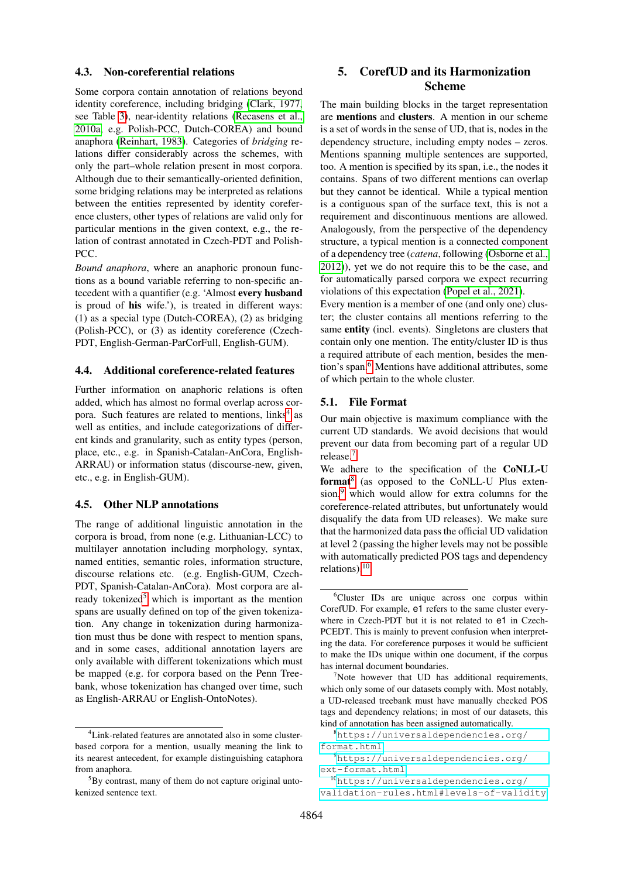### 4.3. Non-coreferential relations

Some corpora contain annotation of relations beyond identity coreference, including bridging (Clark, 1977, see Table 3), near-identity relations (Recasens et al., 2010a, e.g. Polish-PCC, Dutch-COREA) and bound anaphora (Reinhart, 1983). Categories of *bridging* relations differ considerably across the schemes, with only the part–whole relation present in most corpora. Although due to their semantically-oriented definition, some bridging relations may be interpreted as relations between the entities represented by identity coreference clusters, other types of relations are valid only for particular mentions in the given context, e.g., the relation of contrast annotated in Czech-PDT and Polish-PCC.

*Bound anaphora*, where an anaphoric pronoun functions as a bound variable referring to non-specific antecedent with a quantifier (e.g. 'Almost **every husband** is proud of **his** wife.'), is treated in different ways: (1) as a special type (Dutch-COREA), (2) as bridging (Polish-PCC), or (3) as identity coreference (Czech-PDT, English-German-ParCorFull, English-GUM).

### 4.4. Additional coreference-related features

Further information on anaphoric relations is often added, which has almost no formal overlap across corpora. Such features are related to mentions, links[4] as well as entities, and include categorizations of different kinds and granularity, such as entity types (person, place, etc., e.g. in Spanish-Catalan-AnCora, English-ARRAU) or information status (discourse-new, given, etc., e.g. in English-GUM).

### 4.5. Other NLP annotations

The range of additional linguistic annotation in the corpora is broad, from none (e.g. Lithuanian-LCC) to multilayer annotation including morphology, syntax, named entities, semantic roles, information structure, discourse relations etc. (e.g. English-GUM, Czech-PDT, Spanish-Catalan-AnCora). Most corpora are already tokenized[5] which is important as the mention spans are usually defined on top of the given tokenization. Any change in tokenization during harmonization must thus be done with respect to mention spans, and in some cases, additional annotation layers are only available with different tokenizations which must be mapped (e.g. for corpora based on the Penn Treebank, whose tokenization has changed over time, such as English-ARRAU or English-OntoNotes).

[4]Link-related features are annotated also in some cluster-based corpora for a mention, usually meaning the link to its nearest antecedent, for example distinguishing cataphora from anaphora.

[5]By contrast, many of them do not capture original untokenized sentence text.

## 5. CorefUD and its Harmonization Scheme

The main building blocks in the target representation are **mentions** and **clusters**. A mention in our scheme is a set of words in the sense of UD, that is, nodes in the dependency structure, including empty nodes – zeros. Mentions spanning multiple sentences are supported, too. A mention is specified by its span, i.e., the nodes it contains. Spans of two different mentions can overlap but they cannot be identical. While a typical mention is a contiguous span of the surface text, this is not a requirement and discontinuous mentions are allowed. Analogously, from the perspective of the dependency structure, a typical mention is a connected component of a dependency tree (*catena*, following (Osborne et al., 2012)), yet we do not require this to be the case, and for automatically parsed corpora we expect recurring violations of this expectation (Popel et al., 2021).

Every mention is a member of one (and only one) cluster; the cluster contains all mentions referring to the same **entity** (incl. events). Singletons are clusters that contain only one mention. The entity/cluster ID is thus a required attribute of each mention, besides the mention's span.[6] Mentions have additional attributes, some of which pertain to the whole cluster.

### 5.1. File Format

Our main objective is maximum compliance with the current UD standards. We avoid decisions that would prevent our data from becoming part of a regular UD release.[7]

We adhere to the specification of the **CoNLL-U format**[8] (as opposed to the CoNLL-U Plus extension,[9] which would allow for extra columns for the coreference-related attributes, but unfortunately would disqualify the data from UD releases). We make sure that the harmonized data pass the official UD validation at level 2 (passing the higher levels may not be possible with automatically predicted POS tags and dependency relations).[10]

[6]Cluster IDs are unique across one corpus within CorefUD. For example, `e1` refers to the same cluster everywhere in Czech-PDT but it is not related to `e1` in Czech-PCEDT. This is mainly to prevent confusion when interpreting the data. For coreference purposes it would be sufficient to make the IDs unique within one document, if the corpus has internal document boundaries.

[7]Note however that UD has additional requirements, which only some of our datasets comply with. Most notably, a UD-released treebank must have manually checked POS tags and dependency relations; in most of our datasets, this kind of annotation has been assigned automatically.

[8]https://universaldependencies.org/format.html

[9]https://universaldependencies.org/ext-format.html

[10]https://universaldependencies.org/validation-rules.html#levels-of-validity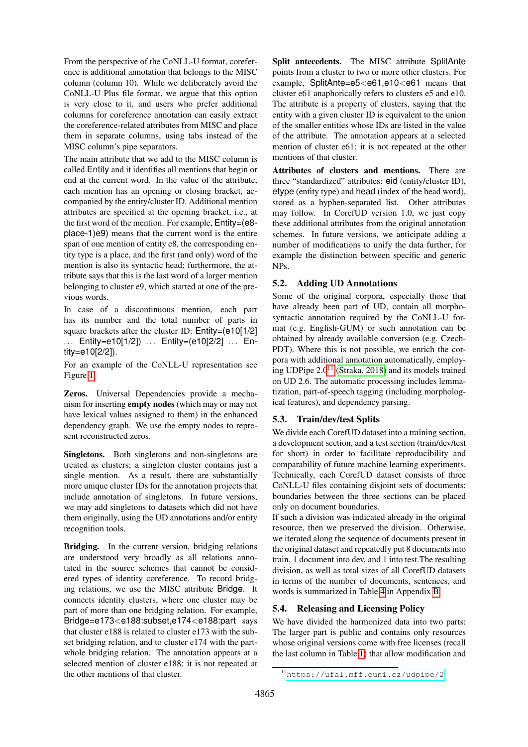From the perspective of the CoNLL-U format, coreference is additional annotation that belongs to the MISC column (column 10). While we deliberately avoid the CoNLL-U Plus file format, we argue that this option is very close to it, and users who prefer additional columns for coreference annotation can easily extract the coreference-related attributes from MISC and place them in separate columns, using tabs instead of the MISC column's pipe separators.

The main attribute that we add to the MISC column is called Entity and it identifies all mentions that begin or end at the current word. In the value of the attribute, each mention has an opening or closing bracket, accompanied by the entity/cluster ID. Additional mention attributes are specified at the opening bracket, i.e., at the first word of the mention. For example, Entity=(e8-place-1)e9) means that the current word is the entire span of one mention of entity e8, the corresponding entity type is a place, and the first (and only) word of the mention is also its syntactic head; furthermore, the attribute says that this is the last word of a larger mention belonging to cluster e9, which started at one of the previous words.

In case of a discontinuous mention, each part has its number and the total number of parts in square brackets after the cluster ID: Entity=(e10[1/2] ... Entity=e10[1/2]) ... Entity=(e10[2/2] ... Entity=e10[2/2]).

For an example of the CoNLL-U representation see Figure 1.

**Zeros.** Universal Dependencies provide a mechanism for inserting **empty nodes** (which may or may not have lexical values assigned to them) in the enhanced dependency graph. We use the empty nodes to represent reconstructed zeros.

**Singletons.** Both singletons and non-singletons are treated as clusters; a singleton cluster contains just a single mention. As a result, there are substantially more unique cluster IDs for the annotation projects that include annotation of singletons. In future versions, we may add singletons to datasets which did not have them originally, using the UD annotations and/or entity recognition tools.

**Bridging.** In the current version, bridging relations are understood very broadly as all relations annotated in the source schemes that cannot be considered types of identity coreference. To record bridging relations, we use the MISC attribute Bridge. It connects identity clusters, where one cluster may be part of more than one bridging relation. For example, Bridge=e173<e188:subset,e174<e188:part says that cluster e188 is related to cluster e173 with the subset bridging relation, and to cluster e174 with the part-whole bridging relation. The annotation appears at a selected mention of cluster e188; it is not repeated at the other mentions of that cluster.

**Split antecedents.** The MISC attribute SplitAnte points from a cluster to two or more other clusters. For example, SplitAnte=e5<e61,e10<e61 means that cluster e61 anaphorically refers to clusters e5 and e10. The attribute is a property of clusters, saying that the entity with a given cluster ID is equivalent to the union of the smaller entities whose IDs are listed in the value of the attribute. The annotation appears at a selected mention of cluster e61; it is not repeated at the other mentions of that cluster.

**Attributes of clusters and mentions.** There are three "standardized" attributes: eid (entity/cluster ID), etype (entity type) and head (index of the head word), stored as a hyphen-separated list. Other attributes may follow. In CorefUD version 1.0, we just copy these additional attributes from the original annotation schemes. In future versions, we anticipate adding a number of modifications to unify the data further, for example the distinction between specific and generic NPs.

### 5.2. Adding UD Annotations

Some of the original corpora, especially those that have already been part of UD, contain all morpho-syntactic annotation required by the CoNLL-U format (e.g. English-GUM) or such annotation can be obtained by already available conversion (e.g. Czech-PDT). Where this is not possible, we enrich the corpora with additional annotation automatically, employing UDPipe 2.0[11] (Straka, 2018) and its models trained on UD 2.6. The automatic processing includes lemmatization, part-of-speech tagging (including morphological features), and dependency parsing.

### 5.3. Train/dev/test Splits

We divide each CorefUD dataset into a training section, a development section, and a test section (train/dev/test for short) in order to facilitate reproducibility and comparability of future machine learning experiments. Technically, each CorefUD dataset consists of three CoNLL-U files containing disjoint sets of documents; boundaries between the three sections can be placed only on document boundaries.

If such a division was indicated already in the original resource, then we preserved the division. Otherwise, we iterated along the sequence of documents present in the original dataset and repeatedly put 8 documents into train, 1 document into dev, and 1 into test.The resulting division, as well as total sizes of all CorefUD datasets in terms of the number of documents, sentences, and words is summarized in Table 4 in Appendix B.

### 5.4. Releasing and Licensing Policy

We have divided the harmonized data into two parts: The larger part is public and contains only resources whose original versions come with free licenses (recall the last column in Table 1) that allow modification and

[11] https://ufal.mff.cuni.cz/udpipe/2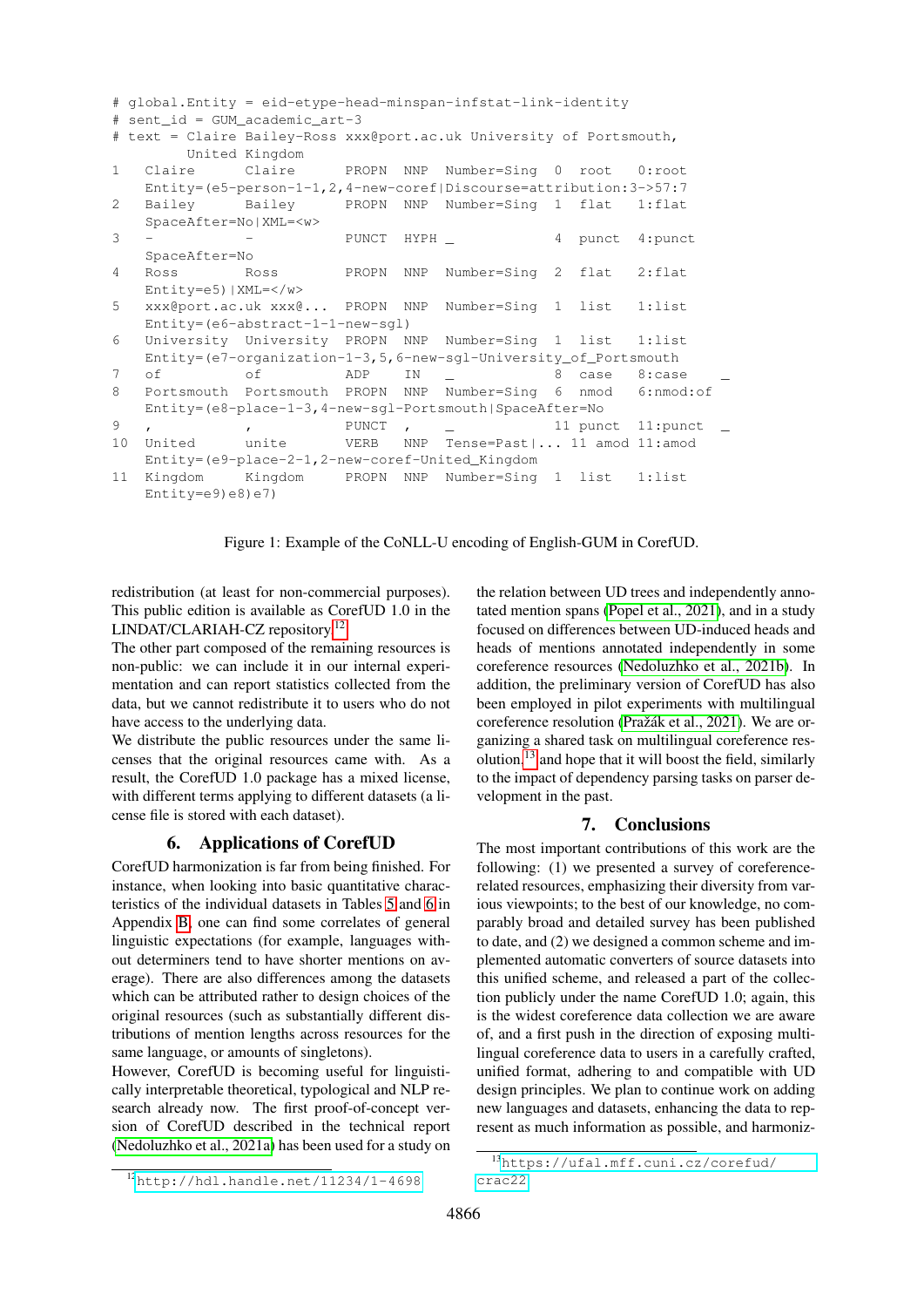```
# global.Entity = eid-etype-head-minspan-infstat-link-identity
# sent_id = GUM_academic_art-3
# text = Claire Bailey-Ross xxx@port.ac.uk University of Portsmouth,
         United Kingdom
1   Claire      Claire      PROPN  NNP  Number=Sing  0   root    0:root
    Entity=(e5-person-1-1,2,4-new-coref|Discourse=attribution:3->57:7
2   Bailey      Bailey      PROPN  NNP  Number=Sing  1   flat    1:flat
    SpaceAfter=No|XML=<w>
3   -           -           PUNCT  HYPH _            4   punct   4:punct
    SpaceAfter=No
4   Ross        Ross        PROPN  NNP  Number=Sing  2   flat    2:flat
    Entity=e5)|XML=</w>
5   xxx@port.ac.uk xxx@...  PROPN  NNP  Number=Sing  1   list    1:list
    Entity=(e6-abstract-1-1-new-sgl)
6   University  University  PROPN  NNP  Number=Sing  1   list    1:list
    Entity=(e7-organization-1-3,5,6-new-sgl-University_of_Portsmouth
7   of          of          ADP    IN   _            8   case    8:case    _
8   Portsmouth  Portsmouth  PROPN  NNP  Number=Sing  6   nmod    6:nmod:of
    Entity=(e8-place-1-3,4-new-sgl-Portsmouth|SpaceAfter=No
9   ,           ,           PUNCT  ,    _            11  punct   11:punct  _
10  United      unite       VERB   NNP  Tense=Past|... 11 amod  11:amod
    Entity=(e9-place-2-1,2-new-coref-United_Kingdom
11  Kingdom     Kingdom     PROPN  NNP  Number=Sing  1   list    1:list
    Entity=e9)e8)e7)
```

Figure 1: Example of the CoNLL-U encoding of English-GUM in CorefUD.

redistribution (at least for non-commercial purposes). This public edition is available as CorefUD 1.0 in the LINDAT/CLARIAH-CZ repository.[12]

The other part composed of the remaining resources is non-public: we can include it in our internal experimentation and can report statistics collected from the data, but we cannot redistribute it to users who do not have access to the underlying data.

We distribute the public resources under the same licenses that the original resources came with. As a result, the CorefUD 1.0 package has a mixed license, with different terms applying to different datasets (a license file is stored with each dataset).

## 6. Applications of CorefUD

CorefUD harmonization is far from being finished. For instance, when looking into basic quantitative characteristics of the individual datasets in Tables 5 and 6 in Appendix B, one can find some correlates of general linguistic expectations (for example, languages without determiners tend to have shorter mentions on average). There are also differences among the datasets which can be attributed rather to design choices of the original resources (such as substantially different distributions of mention lengths across resources for the same language, or amounts of singletons).

However, CorefUD is becoming useful for linguistically interpretable theoretical, typological and NLP research already now. The first proof-of-concept version of CorefUD described in the technical report (Nedoluzhko et al., 2021a) has been used for a study on the relation between UD trees and independently annotated mention spans (Popel et al., 2021), and in a study focused on differences between UD-induced heads and heads of mentions annotated independently in some coreference resources (Nedoluzhko et al., 2021b). In addition, the preliminary version of CorefUD has also been employed in pilot experiments with multilingual coreference resolution (Pražák et al., 2021). We are organizing a shared task on multilingual coreference resolution,[13] and hope that it will boost the field, similarly to the impact of dependency parsing tasks on parser development in the past.

## 7. Conclusions

The most important contributions of this work are the following: (1) we presented a survey of coreference-related resources, emphasizing their diversity from various viewpoints; to the best of our knowledge, no comparably broad and detailed survey has been published to date, and (2) we designed a common scheme and implemented automatic converters of source datasets into this unified scheme, and released a part of the collection publicly under the name CorefUD 1.0; again, this is the widest coreference data collection we are aware of, and a first push in the direction of exposing multilingual coreference data to users in a carefully crafted, unified format, adhering to and compatible with UD design principles. We plan to continue work on adding new languages and datasets, enhancing the data to represent as much information as possible, and harmoniz-

[12] http://hdl.handle.net/11234/1-4698

[13] https://ufal.mff.cuni.cz/corefud/crac22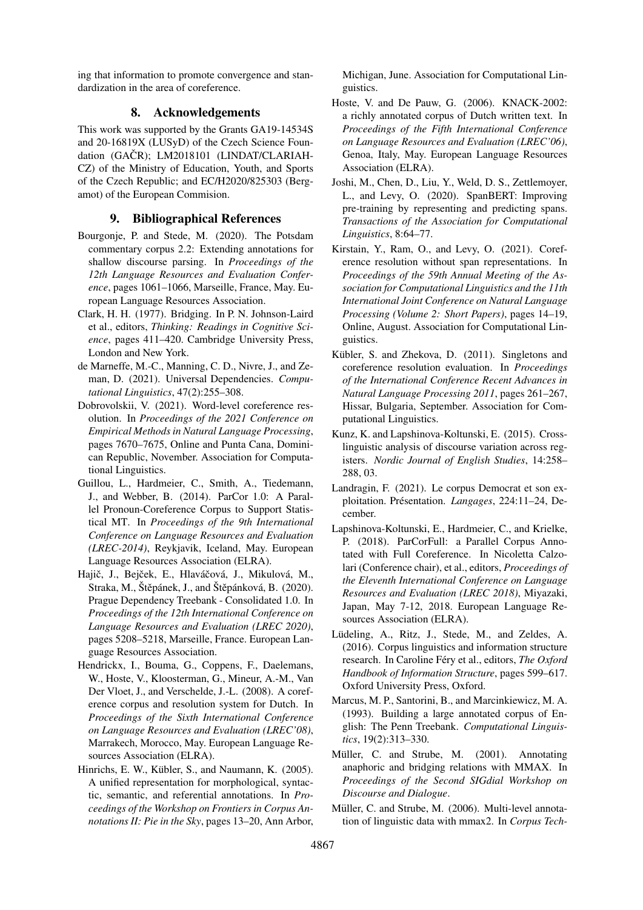ing that information to promote convergence and standardization in the area of coreference.

## 8. Acknowledgements

This work was supported by the Grants GA19-14534S and 20-16819X (LUSyD) of the Czech Science Foundation (GAČR); LM2018101 (LINDAT/CLARIAH-CZ) of the Ministry of Education, Youth, and Sports of the Czech Republic; and EC/H2020/825303 (Bergamot) of the European Commision.

## 9. Bibliographical References

Bourgonje, P. and Stede, M. (2020). The Potsdam commentary corpus 2.2: Extending annotations for shallow discourse parsing. In *Proceedings of the 12th Language Resources and Evaluation Conference*, pages 1061–1066, Marseille, France, May. European Language Resources Association.

Clark, H. H. (1977). Bridging. In P. N. Johnson-Laird et al., editors, *Thinking: Readings in Cognitive Science*, pages 411–420. Cambridge University Press, London and New York.

de Marneffe, M.-C., Manning, C. D., Nivre, J., and Zeman, D. (2021). Universal Dependencies. *Computational Linguistics*, 47(2):255–308.

Dobrovolskii, V. (2021). Word-level coreference resolution. In *Proceedings of the 2021 Conference on Empirical Methods in Natural Language Processing*, pages 7670–7675, Online and Punta Cana, Dominican Republic, November. Association for Computational Linguistics.

Guillou, L., Hardmeier, C., Smith, A., Tiedemann, J., and Webber, B. (2014). ParCor 1.0: A Parallel Pronoun-Coreference Corpus to Support Statistical MT. In *Proceedings of the 9th International Conference on Language Resources and Evaluation (LREC-2014)*, Reykjavik, Iceland, May. European Language Resources Association (ELRA).

Hajič, J., Bejček, E., Hlaváčová, J., Mikulová, M., Straka, M., Štěpánek, J., and Štěpánková, B. (2020). Prague Dependency Treebank - Consolidated 1.0. In *Proceedings of the 12th International Conference on Language Resources and Evaluation (LREC 2020)*, pages 5208–5218, Marseille, France. European Language Resources Association.

Hendrickx, I., Bouma, G., Coppens, F., Daelemans, W., Hoste, V., Kloosterman, G., Mineur, A.-M., Van Der Vloet, J., and Verschelde, J.-L. (2008). A coreference corpus and resolution system for Dutch. In *Proceedings of the Sixth International Conference on Language Resources and Evaluation (LREC'08)*, Marrakech, Morocco, May. European Language Resources Association (ELRA).

Hinrichs, E. W., Kübler, S., and Naumann, K. (2005). A unified representation for morphological, syntactic, semantic, and referential annotations. In *Proceedings of the Workshop on Frontiers in Corpus Annotations II: Pie in the Sky*, pages 13–20, Ann Arbor, Michigan, June. Association for Computational Linguistics.

Hoste, V. and De Pauw, G. (2006). KNACK-2002: a richly annotated corpus of Dutch written text. In *Proceedings of the Fifth International Conference on Language Resources and Evaluation (LREC'06)*, Genoa, Italy, May. European Language Resources Association (ELRA).

Joshi, M., Chen, D., Liu, Y., Weld, D. S., Zettlemoyer, L., and Levy, O. (2020). SpanBERT: Improving pre-training by representing and predicting spans. *Transactions of the Association for Computational Linguistics*, 8:64–77.

Kirstain, Y., Ram, O., and Levy, O. (2021). Coreference resolution without span representations. In *Proceedings of the 59th Annual Meeting of the Association for Computational Linguistics and the 11th International Joint Conference on Natural Language Processing (Volume 2: Short Papers)*, pages 14–19, Online, August. Association for Computational Linguistics.

Kübler, S. and Zhekova, D. (2011). Singletons and coreference resolution evaluation. In *Proceedings of the International Conference Recent Advances in Natural Language Processing 2011*, pages 261–267, Hissar, Bulgaria, September. Association for Computational Linguistics.

Kunz, K. and Lapshinova-Koltunski, E. (2015). Cross-linguistic analysis of discourse variation across registers. *Nordic Journal of English Studies*, 14:258–288, 03.

Landragin, F. (2021). Le corpus Democrat et son exploitation. Présentation. *Langages*, 224:11–24, December.

Lapshinova-Koltunski, E., Hardmeier, C., and Krielke, P. (2018). ParCorFull: a Parallel Corpus Annotated with Full Coreference. In Nicoletta Calzolari (Conference chair), et al., editors, *Proceedings of the Eleventh International Conference on Language Resources and Evaluation (LREC 2018)*, Miyazaki, Japan, May 7-12, 2018. European Language Resources Association (ELRA).

Lüdeling, A., Ritz, J., Stede, M., and Zeldes, A. (2016). Corpus linguistics and information structure research. In Caroline Féry et al., editors, *The Oxford Handbook of Information Structure*, pages 599–617. Oxford University Press, Oxford.

Marcus, M. P., Santorini, B., and Marcinkiewicz, M. A. (1993). Building a large annotated corpus of English: The Penn Treebank. *Computational Linguistics*, 19(2):313–330.

Müller, C. and Strube, M. (2001). Annotating anaphoric and bridging relations with MMAX. In *Proceedings of the Second SIGdial Workshop on Discourse and Dialogue*.

Müller, C. and Strube, M. (2006). Multi-level annotation of linguistic data with mmax2. In *Corpus Tech-*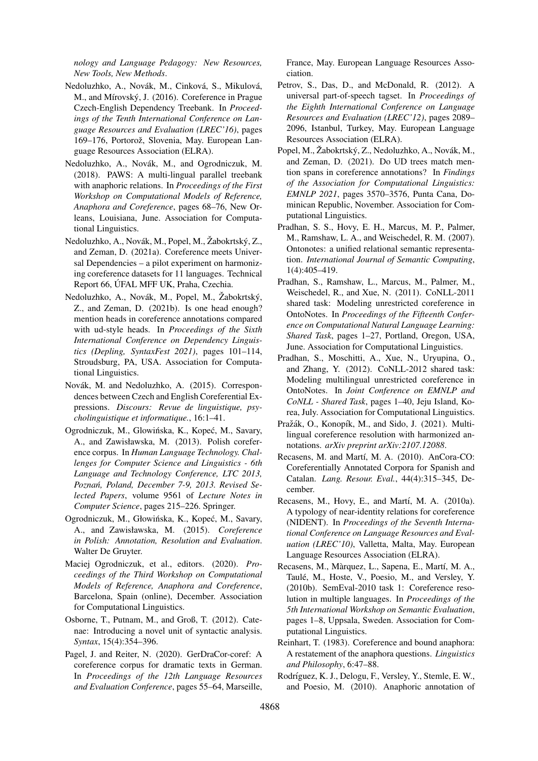*nology and Language Pedagogy: New Resources, New Tools, New Methods*.

Nedoluzhko, A., Novák, M., Cinková, S., Mikulová, M., and Mírovský, J. (2016). Coreference in Prague Czech-English Dependency Treebank. In *Proceedings of the Tenth International Conference on Language Resources and Evaluation (LREC'16)*, pages 169–176, Portorož, Slovenia, May. European Language Resources Association (ELRA).

Nedoluzhko, A., Novák, M., and Ogrodniczuk, M. (2018). PAWS: A multi-lingual parallel treebank with anaphoric relations. In *Proceedings of the First Workshop on Computational Models of Reference, Anaphora and Coreference*, pages 68–76, New Orleans, Louisiana, June. Association for Computational Linguistics.

Nedoluzhko, A., Novák, M., Popel, M., Žabokrtský, Z., and Zeman, D. (2021a). Coreference meets Universal Dependencies – a pilot experiment on harmonizing coreference datasets for 11 languages. Technical Report 66, ÚFAL MFF UK, Praha, Czechia.

Nedoluzhko, A., Novák, M., Popel, M., Žabokrtský, Z., and Zeman, D. (2021b). Is one head enough? mention heads in coreference annotations compared with ud-style heads. In *Proceedings of the Sixth International Conference on Dependency Linguistics (Depling, SyntaxFest 2021)*, pages 101–114, Stroudsburg, PA, USA. Association for Computational Linguistics.

Novák, M. and Nedoluzhko, A. (2015). Correspondences between Czech and English Coreferential Expressions. *Discours: Revue de linguistique, psycholinguistique et informatique.*, 16:1–41.

Ogrodniczuk, M., Głowińska, K., Kopeć, M., Savary, A., and Zawisławska, M. (2013). Polish coreference corpus. In *Human Language Technology. Challenges for Computer Science and Linguistics - 6th Language and Technology Conference, LTC 2013, Poznań, Poland, December 7-9, 2013. Revised Selected Papers*, volume 9561 of *Lecture Notes in Computer Science*, pages 215–226. Springer.

Ogrodniczuk, M., Głowińska, K., Kopeć, M., Savary, A., and Zawisławska, M. (2015). *Coreference in Polish: Annotation, Resolution and Evaluation*. Walter De Gruyter.

Maciej Ogrodniczuk, et al., editors. (2020). *Proceedings of the Third Workshop on Computational Models of Reference, Anaphora and Coreference*, Barcelona, Spain (online), December. Association for Computational Linguistics.

Osborne, T., Putnam, M., and Groß, T. (2012). Catenae: Introducing a novel unit of syntactic analysis. *Syntax*, 15(4):354–396.

Pagel, J. and Reiter, N. (2020). GerDraCor-coref: A coreference corpus for dramatic texts in German. In *Proceedings of the 12th Language Resources and Evaluation Conference*, pages 55–64, Marseille, France, May. European Language Resources Association.

Petrov, S., Das, D., and McDonald, R. (2012). A universal part-of-speech tagset. In *Proceedings of the Eighth International Conference on Language Resources and Evaluation (LREC'12)*, pages 2089–2096, Istanbul, Turkey, May. European Language Resources Association (ELRA).

Popel, M., Žabokrtský, Z., Nedoluzhko, A., Novák, M., and Zeman, D. (2021). Do UD trees match mention spans in coreference annotations? In *Findings of the Association for Computational Linguistics: EMNLP 2021*, pages 3570–3576, Punta Cana, Dominican Republic, November. Association for Computational Linguistics.

Pradhan, S. S., Hovy, E. H., Marcus, M. P., Palmer, M., Ramshaw, L. A., and Weischedel, R. M. (2007). Ontonotes: a unified relational semantic representation. *International Journal of Semantic Computing*, 1(4):405–419.

Pradhan, S., Ramshaw, L., Marcus, M., Palmer, M., Weischedel, R., and Xue, N. (2011). CoNLL-2011 shared task: Modeling unrestricted coreference in OntoNotes. In *Proceedings of the Fifteenth Conference on Computational Natural Language Learning: Shared Task*, pages 1–27, Portland, Oregon, USA, June. Association for Computational Linguistics.

Pradhan, S., Moschitti, A., Xue, N., Uryupina, O., and Zhang, Y. (2012). CoNLL-2012 shared task: Modeling multilingual unrestricted coreference in OntoNotes. In *Joint Conference on EMNLP and CoNLL - Shared Task*, pages 1–40, Jeju Island, Korea, July. Association for Computational Linguistics.

Pražák, O., Konopík, M., and Sido, J. (2021). Multilingual coreference resolution with harmonized annotations. *arXiv preprint arXiv:2107.12088*.

Recasens, M. and Martí, M. A. (2010). AnCora-CO: Coreferentially Annotated Corpora for Spanish and Catalan. *Lang. Resour. Eval.*, 44(4):315–345, December.

Recasens, M., Hovy, E., and Martí, M. A. (2010a). A typology of near-identity relations for coreference (NIDENT). In *Proceedings of the Seventh International Conference on Language Resources and Evaluation (LREC'10)*, Valletta, Malta, May. European Language Resources Association (ELRA).

Recasens, M., Màrquez, L., Sapena, E., Martí, M. A., Taulé, M., Hoste, V., Poesio, M., and Versley, Y. (2010b). SemEval-2010 task 1: Coreference resolution in multiple languages. In *Proceedings of the 5th International Workshop on Semantic Evaluation*, pages 1–8, Uppsala, Sweden. Association for Computational Linguistics.

Reinhart, T. (1983). Coreference and bound anaphora: A restatement of the anaphora questions. *Linguistics and Philosophy*, 6:47–88.

Rodríguez, K. J., Delogu, F., Versley, Y., Stemle, E. W., and Poesio, M. (2010). Anaphoric annotation of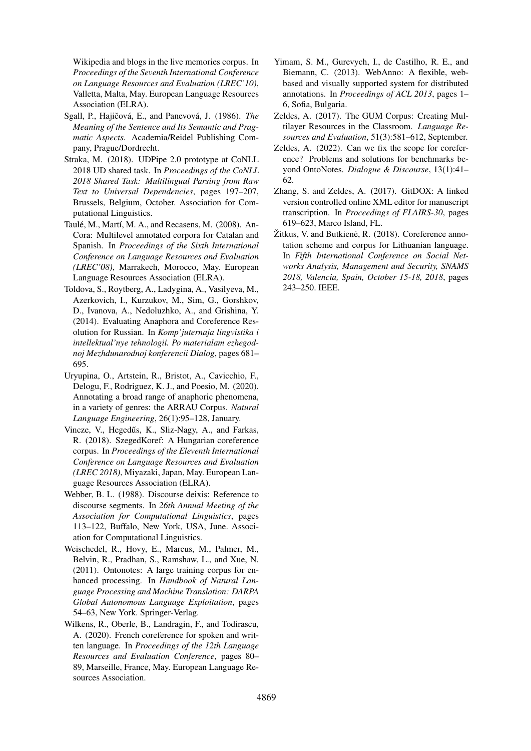Wikipedia and blogs in the live memories corpus. In *Proceedings of the Seventh International Conference on Language Resources and Evaluation (LREC'10)*, Valletta, Malta, May. European Language Resources Association (ELRA).

Sgall, P., Hajičová, E., and Panevová, J. (1986). *The Meaning of the Sentence and Its Semantic and Pragmatic Aspects*. Academia/Reidel Publishing Company, Prague/Dordrecht.

Straka, M. (2018). UDPipe 2.0 prototype at CoNLL 2018 UD shared task. In *Proceedings of the CoNLL 2018 Shared Task: Multilingual Parsing from Raw Text to Universal Dependencies*, pages 197–207, Brussels, Belgium, October. Association for Computational Linguistics.

Taulé, M., Martí, M. A., and Recasens, M. (2008). AnCora: Multilevel annotated corpora for Catalan and Spanish. In *Proceedings of the Sixth International Conference on Language Resources and Evaluation (LREC'08)*, Marrakech, Morocco, May. European Language Resources Association (ELRA).

Toldova, S., Roytberg, A., Ladygina, A., Vasilyeva, M., Azerkovich, I., Kurzukov, M., Sim, G., Gorshkov, D., Ivanova, A., Nedoluzhko, A., and Grishina, Y. (2014). Evaluating Anaphora and Coreference Resolution for Russian. In *Komp'juternaja lingvistika i intellektual'nye tehnologii. Po materialam ezhegodnoj Mezhdunarodnoj konferencii Dialog*, pages 681–695.

Uryupina, O., Artstein, R., Bristot, A., Cavicchio, F., Delogu, F., Rodriguez, K. J., and Poesio, M. (2020). Annotating a broad range of anaphoric phenomena, in a variety of genres: the ARRAU Corpus. *Natural Language Engineering*, 26(1):95–128, January.

Vincze, V., Hegedűs, K., Sliz-Nagy, A., and Farkas, R. (2018). SzegedKoref: A Hungarian coreference corpus. In *Proceedings of the Eleventh International Conference on Language Resources and Evaluation (LREC 2018)*, Miyazaki, Japan, May. European Language Resources Association (ELRA).

Webber, B. L. (1988). Discourse deixis: Reference to discourse segments. In *26th Annual Meeting of the Association for Computational Linguistics*, pages 113–122, Buffalo, New York, USA, June. Association for Computational Linguistics.

Weischedel, R., Hovy, E., Marcus, M., Palmer, M., Belvin, R., Pradhan, S., Ramshaw, L., and Xue, N. (2011). Ontonotes: A large training corpus for enhanced processing. In *Handbook of Natural Language Processing and Machine Translation: DARPA Global Autonomous Language Exploitation*, pages 54–63, New York. Springer-Verlag.

Wilkens, R., Oberle, B., Landragin, F., and Todirascu, A. (2020). French coreference for spoken and written language. In *Proceedings of the 12th Language Resources and Evaluation Conference*, pages 80–89, Marseille, France, May. European Language Resources Association.

Yimam, S. M., Gurevych, I., de Castilho, R. E., and Biemann, C. (2013). WebAnno: A flexible, web-based and visually supported system for distributed annotations. In *Proceedings of ACL 2013*, pages 1–6, Sofia, Bulgaria.

Zeldes, A. (2017). The GUM Corpus: Creating Multilayer Resources in the Classroom. *Language Resources and Evaluation*, 51(3):581–612, September.

Zeldes, A. (2022). Can we fix the scope for coreference? Problems and solutions for benchmarks beyond OntoNotes. *Dialogue & Discourse*, 13(1):41–62.

Zhang, S. and Zeldes, A. (2017). GitDOX: A linked version controlled online XML editor for manuscript transcription. In *Proceedings of FLAIRS-30*, pages 619–623, Marco Island, FL.

Žitkus, V. and Butkienė, R. (2018). Coreference annotation scheme and corpus for Lithuanian language. In *Fifth International Conference on Social Networks Analysis, Management and Security, SNAMS 2018, Valencia, Spain, October 15-18, 2018*, pages 243–250. IEEE.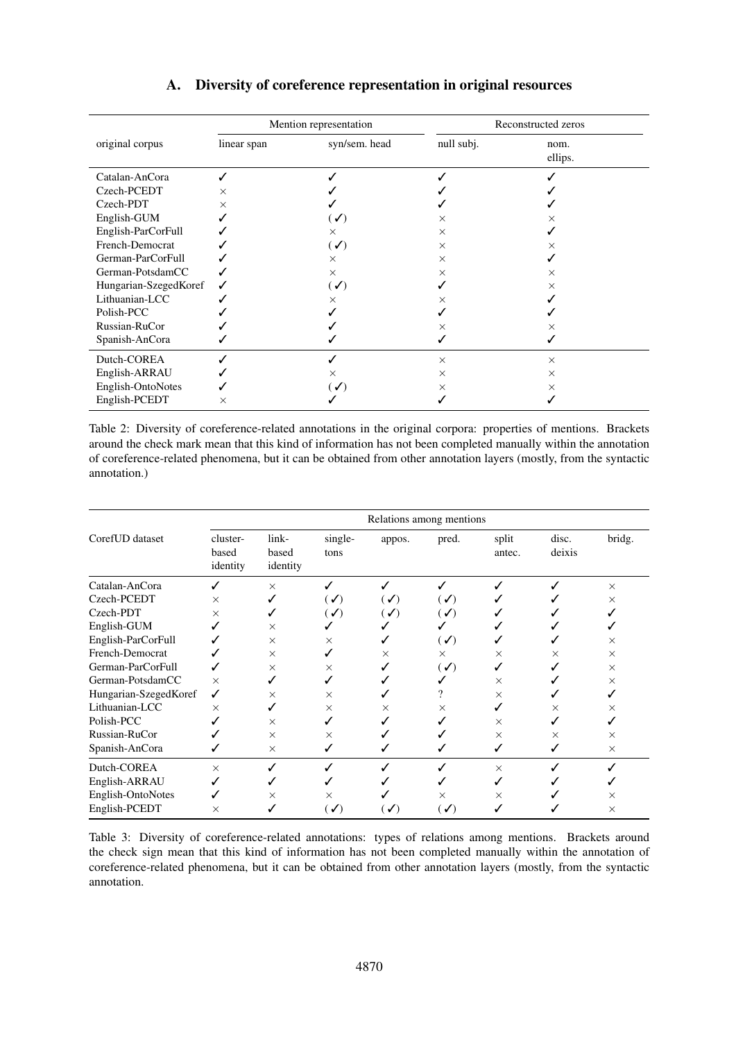## A. Diversity of coreference representation in original resources

| original corpus | Mention representation | | Reconstructed zeros | |
|---|---|---|---|---|
| | linear span | syn/sem. head | null subj. | nom. ellips. |
| Catalan-AnCora | ✓ | ✓ | ✓ | ✓ |
| Czech-PCEDT | × | ✓ | ✓ | ✓ |
| Czech-PDT | × | ✓ | ✓ | ✓ |
| English-GUM | ✓ | (✓) | × | × |
| English-ParCorFull | ✓ | × | × | ✓ |
| French-Democrat | ✓ | (✓) | × | × |
| German-ParCorFull | ✓ | × | × | ✓ |
| German-PotsdamCC | ✓ | × | × | × |
| Hungarian-SzegedKoref | ✓ | (✓) | ✓ | × |
| Lithuanian-LCC | ✓ | × | × | ✓ |
| Polish-PCC | ✓ | ✓ | ✓ | ✓ |
| Russian-RuCor | ✓ | ✓ | × | × |
| Spanish-AnCora | ✓ | ✓ | ✓ | ✓ |
| Dutch-COREA | ✓ | ✓ | × | × |
| English-ARRAU | ✓ | × | × | × |
| English-OntoNotes | ✓ | (✓) | × | × |
| English-PCEDT | × | ✓ | ✓ | ✓ |

Table 2: Diversity of coreference-related annotations in the original corpora: properties of mentions. Brackets around the check mark mean that this kind of information has not been completed manually within the annotation of coreference-related phenomena, but it can be obtained from other annotation layers (mostly, from the syntactic annotation.)

| CorefUD dataset | Relations among mentions | | | | | | | |
|---|---|---|---|---|---|---|---|---|
| | cluster-based identity | link-based identity | single-tons | appos. | pred. | split antec. | disc. deixis | bridg. |
| Catalan-AnCora | ✓ | × | ✓ | ✓ | ✓ | ✓ | ✓ | × |
| Czech-PCEDT | × | ✓ | (✓) | (✓) | (✓) | ✓ | ✓ | × |
| Czech-PDT | × | ✓ | (✓) | (✓) | (✓) | ✓ | ✓ | ✓ |
| English-GUM | ✓ | × | ✓ | ✓ | ✓ | ✓ | ✓ | ✓ |
| English-ParCorFull | ✓ | × | × | ✓ | (✓) | ✓ | ✓ | × |
| French-Democrat | ✓ | × | ✓ | × | × | × | × | × |
| German-ParCorFull | ✓ | × | × | ✓ | (✓) | ✓ | ✓ | × |
| German-PotsdamCC | × | ✓ | ✓ | ✓ | ✓ | × | ✓ | × |
| Hungarian-SzegedKoref | ✓ | × | × | ✓ | ? | × | ✓ | ✓ |
| Lithuanian-LCC | × | ✓ | × | × | × | ✓ | × | × |
| Polish-PCC | ✓ | × | ✓ | ✓ | ✓ | × | ✓ | ✓ |
| Russian-RuCor | ✓ | × | × | ✓ | ✓ | × | × | × |
| Spanish-AnCora | ✓ | × | ✓ | ✓ | ✓ | ✓ | ✓ | × |
| Dutch-COREA | × | ✓ | ✓ | ✓ | ✓ | × | ✓ | ✓ |
| English-ARRAU | ✓ | ✓ | ✓ | ✓ | ✓ | ✓ | ✓ | ✓ |
| English-OntoNotes | ✓ | × | × | ✓ | × | × | ✓ | × |
| English-PCEDT | × | ✓ | (✓) | (✓) | (✓) | ✓ | ✓ | × |

Table 3: Diversity of coreference-related annotations: types of relations among mentions. Brackets around the check sign mean that this kind of information has not been completed manually within the annotation of coreference-related phenomena, but it can be obtained from other annotation layers (mostly, from the syntactic annotation.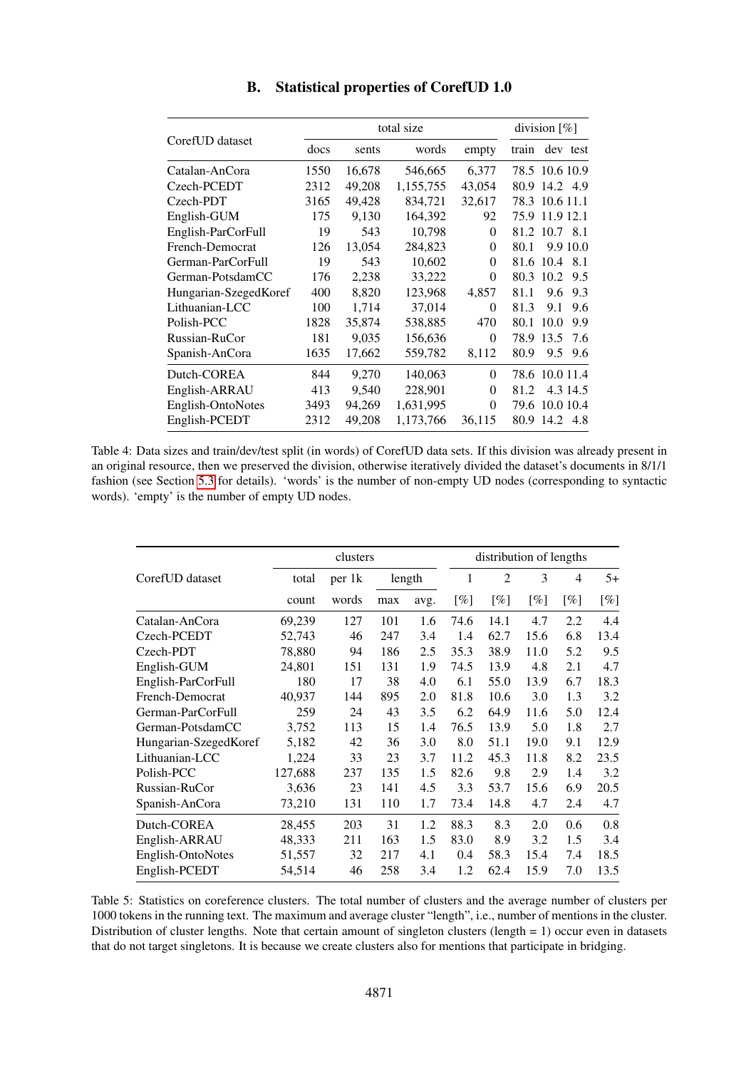## B. Statistical properties of CorefUD 1.0

| CorefUD dataset | total size | | | | division [%] | | |
|---|---|---|---|---|---|---|---|
| | docs | sents | words | empty | train | dev | test |
| Catalan-AnCora | 1550 | 16,678 | 546,665 | 6,377 | 78.5 | 10.6 | 10.9 |
| Czech-PCEDT | 2312 | 49,208 | 1,155,755 | 43,054 | 80.9 | 14.2 | 4.9 |
| Czech-PDT | 3165 | 49,428 | 834,721 | 32,617 | 78.3 | 10.6 | 11.1 |
| English-GUM | 175 | 9,130 | 164,392 | 92 | 75.9 | 11.9 | 12.1 |
| English-ParCorFull | 19 | 543 | 10,798 | 0 | 81.2 | 10.7 | 8.1 |
| French-Democrat | 126 | 13,054 | 284,823 | 0 | 80.1 | 9.9 | 10.0 |
| German-ParCorFull | 19 | 543 | 10,602 | 0 | 81.6 | 10.4 | 8.1 |
| German-PotsdamCC | 176 | 2,238 | 33,222 | 0 | 80.3 | 10.2 | 9.5 |
| Hungarian-SzegedKoref | 400 | 8,820 | 123,968 | 4,857 | 81.1 | 9.6 | 9.3 |
| Lithuanian-LCC | 100 | 1,714 | 37,014 | 0 | 81.3 | 9.1 | 9.6 |
| Polish-PCC | 1828 | 35,874 | 538,885 | 470 | 80.1 | 10.0 | 9.9 |
| Russian-RuCor | 181 | 9,035 | 156,636 | 0 | 78.9 | 13.5 | 7.6 |
| Spanish-AnCora | 1635 | 17,662 | 559,782 | 8,112 | 80.9 | 9.5 | 9.6 |
| Dutch-COREA | 844 | 9,270 | 140,063 | 0 | 78.6 | 10.0 | 11.4 |
| English-ARRAU | 413 | 9,540 | 228,901 | 0 | 81.2 | 4.3 | 14.5 |
| English-OntoNotes | 3493 | 94,269 | 1,631,995 | 0 | 79.6 | 10.0 | 10.4 |
| English-PCEDT | 2312 | 49,208 | 1,173,766 | 36,115 | 80.9 | 14.2 | 4.8 |

Table 4: Data sizes and train/dev/test split (in words) of CorefUD data sets. If this division was already present in an original resource, then we preserved the division, otherwise iteratively divided the dataset's documents in 8/1/1 fashion (see Section 5.3 for details). 'words' is the number of non-empty UD nodes (corresponding to syntactic words). 'empty' is the number of empty UD nodes.

| CorefUD dataset | clusters | | | | distribution of lengths | | | | |
|---|---|---|---|---|---|---|---|---|---|
| | total | per 1k | length | | 1 | 2 | 3 | 4 | 5+ |
| | count | words | max | avg. | [%] | [%] | [%] | [%] | [%] |
| Catalan-AnCora | 69,239 | 127 | 101 | 1.6 | 74.6 | 14.1 | 4.7 | 2.2 | 4.4 |
| Czech-PCEDT | 52,743 | 46 | 247 | 3.4 | 1.4 | 62.7 | 15.6 | 6.8 | 13.4 |
| Czech-PDT | 78,880 | 94 | 186 | 2.5 | 35.3 | 38.9 | 11.0 | 5.2 | 9.5 |
| English-GUM | 24,801 | 151 | 131 | 1.9 | 74.5 | 13.9 | 4.8 | 2.1 | 4.7 |
| English-ParCorFull | 180 | 17 | 38 | 4.0 | 6.1 | 55.0 | 13.9 | 6.7 | 18.3 |
| French-Democrat | 40,937 | 144 | 895 | 2.0 | 81.8 | 10.6 | 3.0 | 1.3 | 3.2 |
| German-ParCorFull | 259 | 24 | 43 | 3.5 | 6.2 | 64.9 | 11.6 | 5.0 | 12.4 |
| German-PotsdamCC | 3,752 | 113 | 15 | 1.4 | 76.5 | 13.9 | 5.0 | 1.8 | 2.7 |
| Hungarian-SzegedKoref | 5,182 | 42 | 36 | 3.0 | 8.0 | 51.1 | 19.0 | 9.1 | 12.9 |
| Lithuanian-LCC | 1,224 | 33 | 23 | 3.7 | 11.2 | 45.3 | 11.8 | 8.2 | 23.5 |
| Polish-PCC | 127,688 | 237 | 135 | 1.5 | 82.6 | 9.8 | 2.9 | 1.4 | 3.2 |
| Russian-RuCor | 3,636 | 23 | 141 | 4.5 | 3.3 | 53.7 | 15.6 | 6.9 | 20.5 |
| Spanish-AnCora | 73,210 | 131 | 110 | 1.7 | 73.4 | 14.8 | 4.7 | 2.4 | 4.7 |
| Dutch-COREA | 28,455 | 203 | 31 | 1.2 | 88.3 | 8.3 | 2.0 | 0.6 | 0.8 |
| English-ARRAU | 48,333 | 211 | 163 | 1.5 | 83.0 | 8.9 | 3.2 | 1.5 | 3.4 |
| English-OntoNotes | 51,557 | 32 | 217 | 4.1 | 0.4 | 58.3 | 15.4 | 7.4 | 18.5 |
| English-PCEDT | 54,514 | 46 | 258 | 3.4 | 1.2 | 62.4 | 15.9 | 7.0 | 13.5 |

Table 5: Statistics on coreference clusters. The total number of clusters and the average number of clusters per 1000 tokens in the running text. The maximum and average cluster "length", i.e., number of mentions in the cluster. Distribution of cluster lengths. Note that certain amount of singleton clusters (length = 1) occur even in datasets that do not target singletons. It is because we create clusters also for mentions that participate in bridging.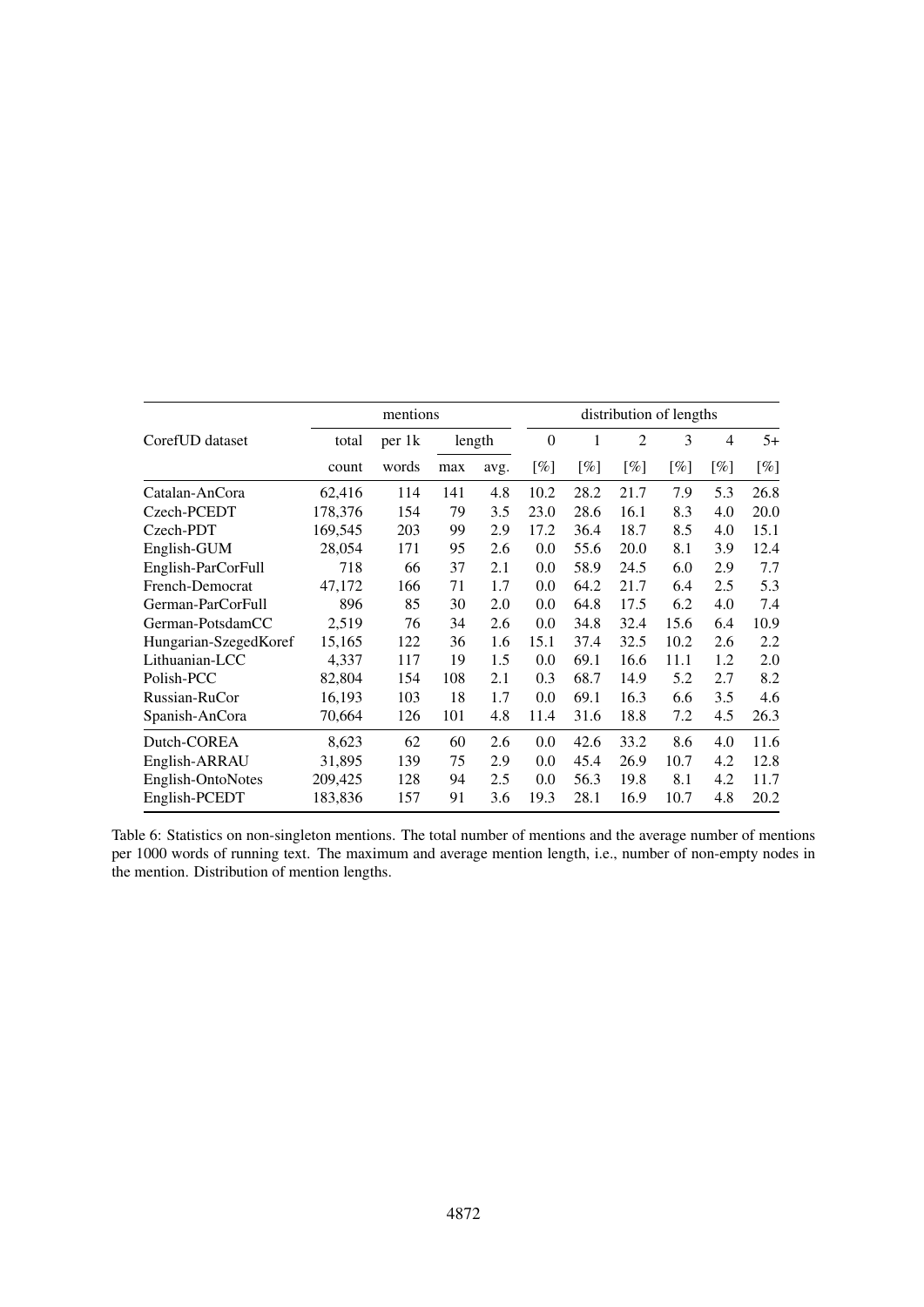| CorefUD dataset | mentions | | | | distribution of lengths | | | | | |
|---|---|---|---|---|---|---|---|---|---|---|
| | total | per 1k | length | | 0 | 1 | 2 | 3 | 4 | 5+ |
| | count | words | max | avg. | [%] | [%] | [%] | [%] | [%] | [%] |
| Catalan-AnCora | 62,416 | 114 | 141 | 4.8 | 10.2 | 28.2 | 21.7 | 7.9 | 5.3 | 26.8 |
| Czech-PCEDT | 178,376 | 154 | 79 | 3.5 | 23.0 | 28.6 | 16.1 | 8.3 | 4.0 | 20.0 |
| Czech-PDT | 169,545 | 203 | 99 | 2.9 | 17.2 | 36.4 | 18.7 | 8.5 | 4.0 | 15.1 |
| English-GUM | 28,054 | 171 | 95 | 2.6 | 0.0 | 55.6 | 20.0 | 8.1 | 3.9 | 12.4 |
| English-ParCorFull | 718 | 66 | 37 | 2.1 | 0.0 | 58.9 | 24.5 | 6.0 | 2.9 | 7.7 |
| French-Democrat | 47,172 | 166 | 71 | 1.7 | 0.0 | 64.2 | 21.7 | 6.4 | 2.5 | 5.3 |
| German-ParCorFull | 896 | 85 | 30 | 2.0 | 0.0 | 64.8 | 17.5 | 6.2 | 4.0 | 7.4 |
| German-PotsdamCC | 2,519 | 76 | 34 | 2.6 | 0.0 | 34.8 | 32.4 | 15.6 | 6.4 | 10.9 |
| Hungarian-SzegedKoref | 15,165 | 122 | 36 | 1.6 | 15.1 | 37.4 | 32.5 | 10.2 | 2.6 | 2.2 |
| Lithuanian-LCC | 4,337 | 117 | 19 | 1.5 | 0.0 | 69.1 | 16.6 | 11.1 | 1.2 | 2.0 |
| Polish-PCC | 82,804 | 154 | 108 | 2.1 | 0.3 | 68.7 | 14.9 | 5.2 | 2.7 | 8.2 |
| Russian-RuCor | 16,193 | 103 | 18 | 1.7 | 0.0 | 69.1 | 16.3 | 6.6 | 3.5 | 4.6 |
| Spanish-AnCora | 70,664 | 126 | 101 | 4.8 | 11.4 | 31.6 | 18.8 | 7.2 | 4.5 | 26.3 |
| Dutch-COREA | 8,623 | 62 | 60 | 2.6 | 0.0 | 42.6 | 33.2 | 8.6 | 4.0 | 11.6 |
| English-ARRAU | 31,895 | 139 | 75 | 2.9 | 0.0 | 45.4 | 26.9 | 10.7 | 4.2 | 12.8 |
| English-OntoNotes | 209,425 | 128 | 94 | 2.5 | 0.0 | 56.3 | 19.8 | 8.1 | 4.2 | 11.7 |
| English-PCEDT | 183,836 | 157 | 91 | 3.6 | 19.3 | 28.1 | 16.9 | 10.7 | 4.8 | 20.2 |

Table 6: Statistics on non-singleton mentions. The total number of mentions and the average number of mentions per 1000 words of running text. The maximum and average mention length, i.e., number of non-empty nodes in the mention. Distribution of mention lengths.